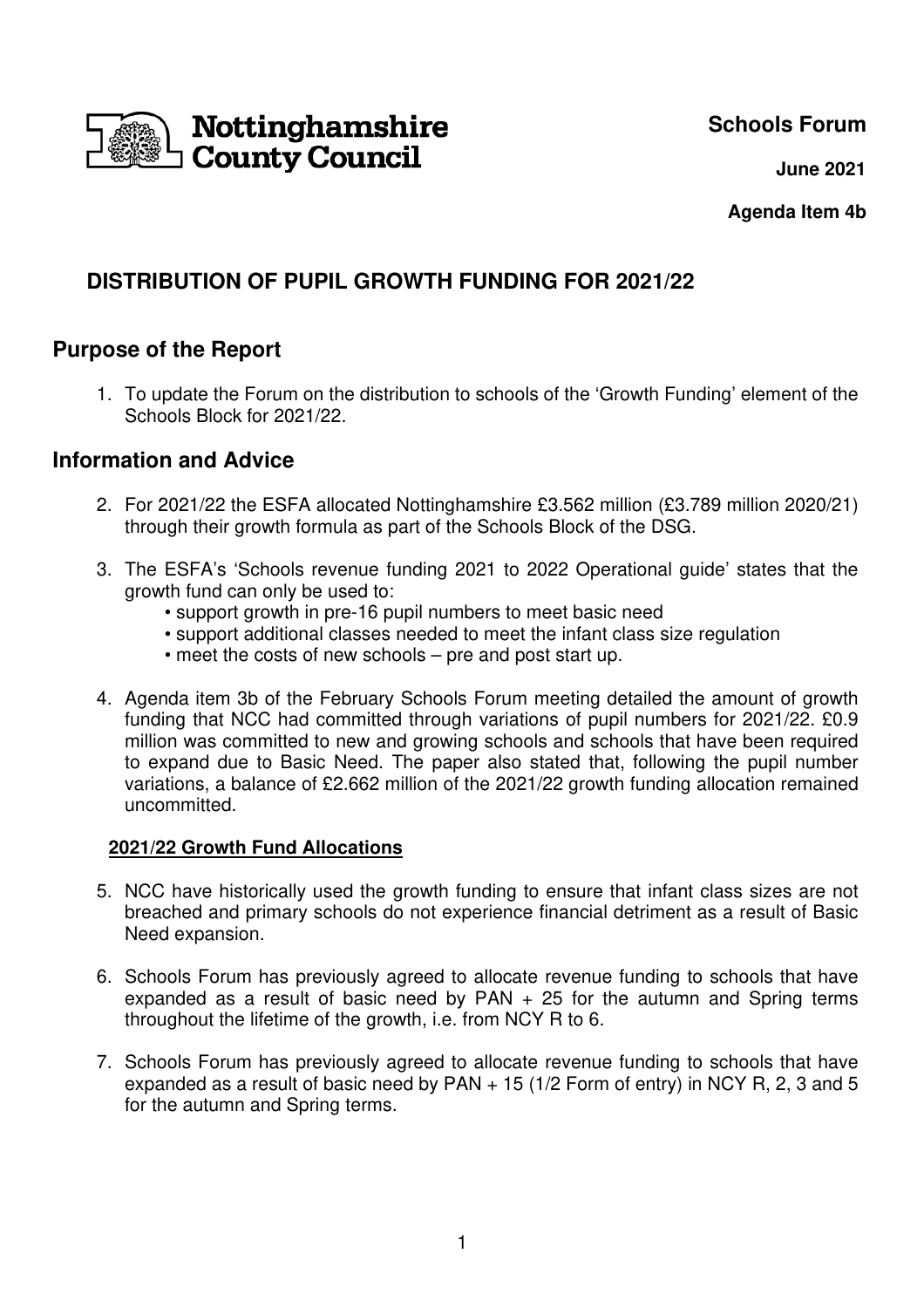Nottinghamshire County Council

**Schools Forum**

**June 2021**

**Agenda Item 4b**

# DISTRIBUTION OF PUPIL GROWTH FUNDING FOR 2021/22

## Purpose of the Report

1. To update the Forum on the distribution to schools of the 'Growth Funding' element of the Schools Block for 2021/22.

## Information and Advice

2. For 2021/22 the ESFA allocated Nottinghamshire £3.562 million (£3.789 million 2020/21) through their growth formula as part of the Schools Block of the DSG.

3. The ESFA's 'Schools revenue funding 2021 to 2022 Operational guide' states that the growth fund can only be used to:
   - support growth in pre-16 pupil numbers to meet basic need
   - support additional classes needed to meet the infant class size regulation
   - meet the costs of new schools – pre and post start up.

4. Agenda item 3b of the February Schools Forum meeting detailed the amount of growth funding that NCC had committed through variations of pupil numbers for 2021/22. £0.9 million was committed to new and growing schools and schools that have been required to expand due to Basic Need. The paper also stated that, following the pupil number variations, a balance of £2.662 million of the 2021/22 growth funding allocation remained uncommitted.

### 2021/22 Growth Fund Allocations

5. NCC have historically used the growth funding to ensure that infant class sizes are not breached and primary schools do not experience financial detriment as a result of Basic Need expansion.

6. Schools Forum has previously agreed to allocate revenue funding to schools that have expanded as a result of basic need by PAN + 25 for the autumn and Spring terms throughout the lifetime of the growth, i.e. from NCY R to 6.

7. Schools Forum has previously agreed to allocate revenue funding to schools that have expanded as a result of basic need by PAN + 15 (1/2 Form of entry) in NCY R, 2, 3 and 5 for the autumn and Spring terms.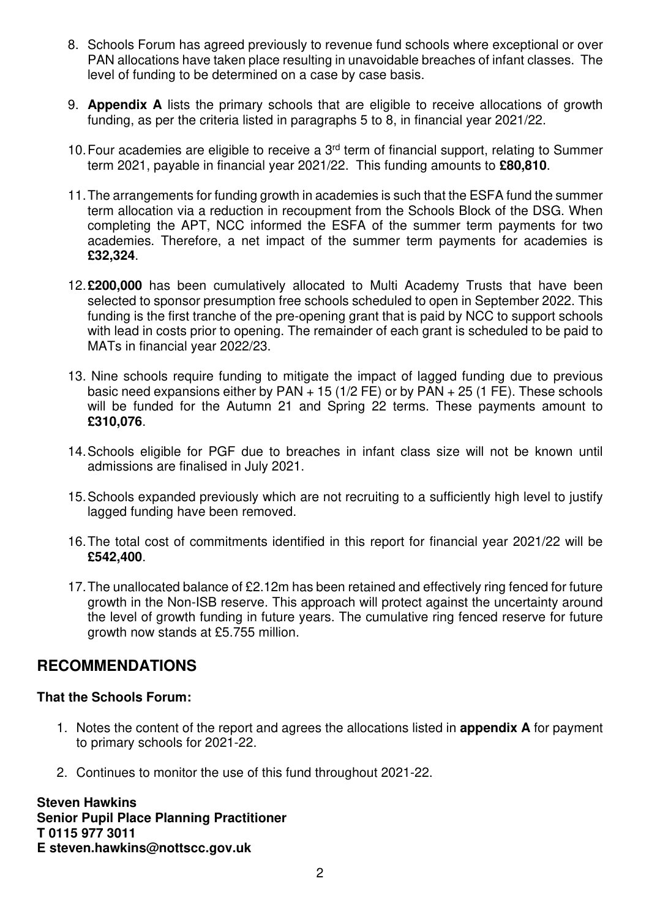8. Schools Forum has agreed previously to revenue fund schools where exceptional or over PAN allocations have taken place resulting in unavoidable breaches of infant classes. The level of funding to be determined on a case by case basis.

9. **Appendix A** lists the primary schools that are eligible to receive allocations of growth funding, as per the criteria listed in paragraphs 5 to 8, in financial year 2021/22.

10. Four academies are eligible to receive a 3rd term of financial support, relating to Summer term 2021, payable in financial year 2021/22. This funding amounts to **£80,810**.

11. The arrangements for funding growth in academies is such that the ESFA fund the summer term allocation via a reduction in recoupment from the Schools Block of the DSG. When completing the APT, NCC informed the ESFA of the summer term payments for two academies. Therefore, a net impact of the summer term payments for academies is **£32,324**.

12. **£200,000** has been cumulatively allocated to Multi Academy Trusts that have been selected to sponsor presumption free schools scheduled to open in September 2022. This funding is the first tranche of the pre-opening grant that is paid by NCC to support schools with lead in costs prior to opening. The remainder of each grant is scheduled to be paid to MATs in financial year 2022/23.

13. Nine schools require funding to mitigate the impact of lagged funding due to previous basic need expansions either by PAN + 15 (1/2 FE) or by PAN + 25 (1 FE). These schools will be funded for the Autumn 21 and Spring 22 terms. These payments amount to **£310,076**.

14. Schools eligible for PGF due to breaches in infant class size will not be known until admissions are finalised in July 2021.

15. Schools expanded previously which are not recruiting to a sufficiently high level to justify lagged funding have been removed.

16. The total cost of commitments identified in this report for financial year 2021/22 will be **£542,400**.

17. The unallocated balance of £2.12m has been retained and effectively ring fenced for future growth in the Non-ISB reserve. This approach will protect against the uncertainty around the level of growth funding in future years. The cumulative ring fenced reserve for future growth now stands at £5.755 million.

## RECOMMENDATIONS

**That the Schools Forum:**

1. Notes the content of the report and agrees the allocations listed in **appendix A** for payment to primary schools for 2021-22.

2. Continues to monitor the use of this fund throughout 2021-22.

**Steven Hawkins**
**Senior Pupil Place Planning Practitioner**
**T 0115 977 3011**
**E steven.hawkins@nottscc.gov.uk**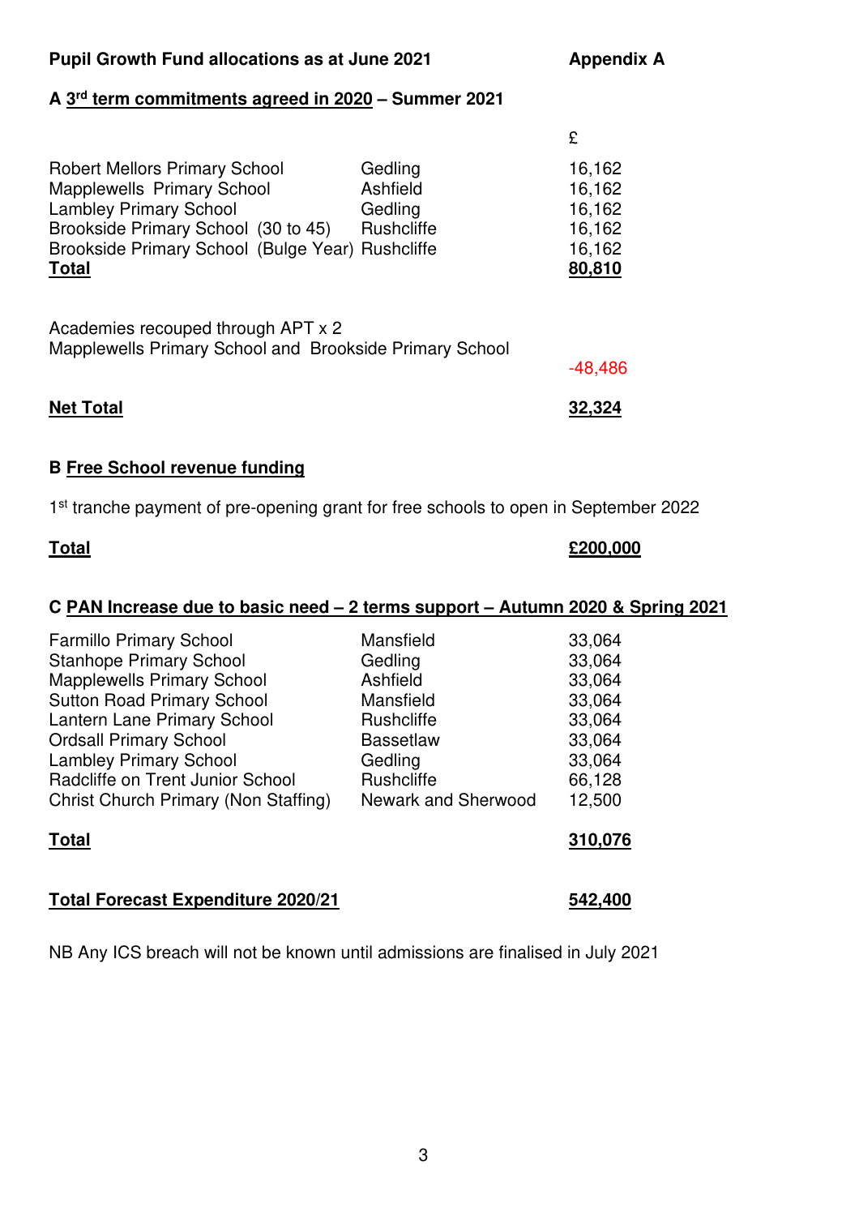**Pupil Growth Fund allocations as at June 2021** **Appendix A**

## A <u>3rd term commitments agreed in 2020</u> – Summer 2021

| | | £ |
|---|---|---|
| Robert Mellors Primary School | Gedling | 16,162 |
| Mapplewells Primary School | Ashfield | 16,162 |
| Lambley Primary School | Gedling | 16,162 |
| Brookside Primary School (30 to 45) | Rushcliffe | 16,162 |
| Brookside Primary School (Bulge Year) | Rushcliffe | 16,162 |
| **Total** | | **80,810** |
| Academies recouped through APT x 2<br>Mapplewells Primary School and Brookside Primary School | | -48,486 |
| **Net Total** | | **32,324** |

## B <u>Free School revenue funding</u>

1st tranche payment of pre-opening grant for free schools to open in September 2022

| | |
|---|---|
| **Total** | **£200,000** |

## C <u>PAN Increase due to basic need – 2 terms support – Autumn 2020 & Spring 2021</u>

| | | |
|---|---|---|
| Farmillo Primary School | Mansfield | 33,064 |
| Stanhope Primary School | Gedling | 33,064 |
| Mapplewells Primary School | Ashfield | 33,064 |
| Sutton Road Primary School | Mansfield | 33,064 |
| Lantern Lane Primary School | Rushcliffe | 33,064 |
| Ordsall Primary School | Bassetlaw | 33,064 |
| Lambley Primary School | Gedling | 33,064 |
| Radcliffe on Trent Junior School | Rushcliffe | 66,128 |
| Christ Church Primary (Non Staffing) | Newark and Sherwood | 12,500 |
| **Total** | | **310,076** |
| **Total Forecast Expenditure 2020/21** | | **542,400** |

NB Any ICS breach will not be known until admissions are finalised in July 2021